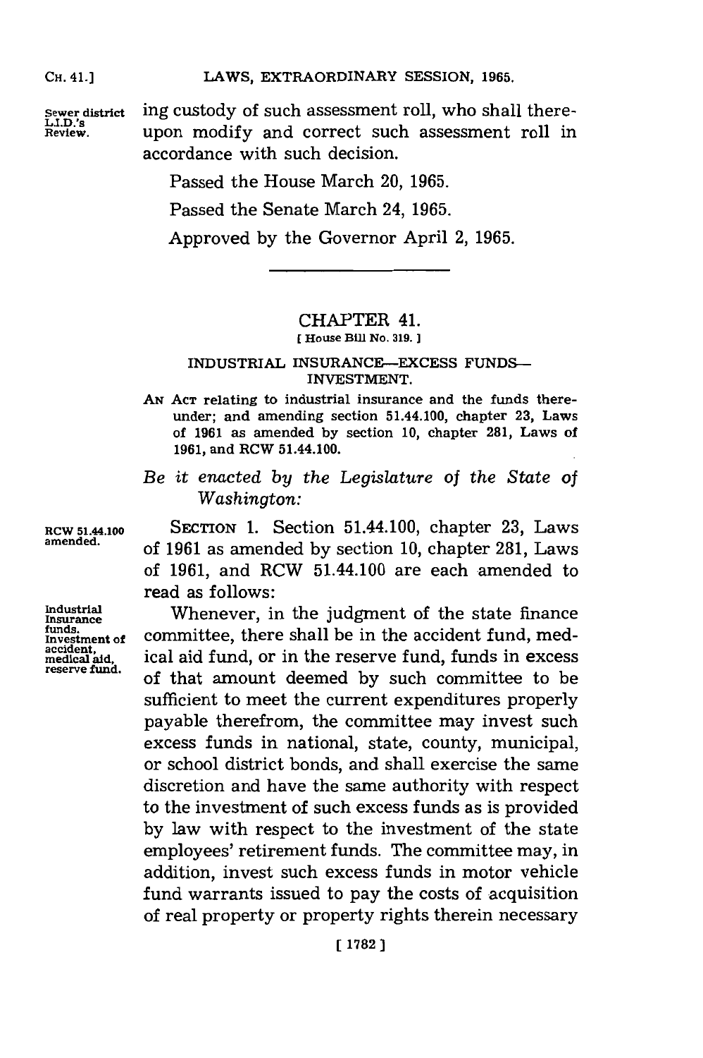Sewer district L.I.D.'s Review.

ing custody of such assessment roll, who shall thereupon modify and correct such assessment roll in accordance with such decision.

Passed the House March 20, 1965.

Passed the Senate March 24, 1965.

Approved by the Governor April 2, 1965.

---

## CHAPTER 41.

[ House Bill No. 319. ]

### INDUSTRIAL INSURANCE—EXCESS FUNDS—INVESTMENT.

AN ACT relating to industrial insurance and the funds thereunder; and amending section 51.44.100, chapter 23, Laws of 1961 as amended by section 10, chapter 281, Laws of 1961, and RCW 51.44.100.

*Be it enacted by the Legislature of the State of Washington:*

RCW 51.44.100 amended.

SECTION 1. Section 51.44.100, chapter 23, Laws of 1961 as amended by section 10, chapter 281, Laws of 1961, and RCW 51.44.100 are each amended to read as follows:

Industrial Insurance funds. Investment of accident, medical aid, reserve fund.

Whenever, in the judgment of the state finance committee, there shall be in the accident fund, medical aid fund, or in the reserve fund, funds in excess of that amount deemed by such committee to be sufficient to meet the current expenditures properly payable therefrom, the committee may invest such excess funds in national, state, county, municipal, or school district bonds, and shall exercise the same discretion and have the same authority with respect to the investment of such excess funds as is provided by law with respect to the investment of the state employees' retirement funds. The committee may, in addition, invest such excess funds in motor vehicle fund warrants issued to pay the costs of acquisition of real property or property rights therein necessary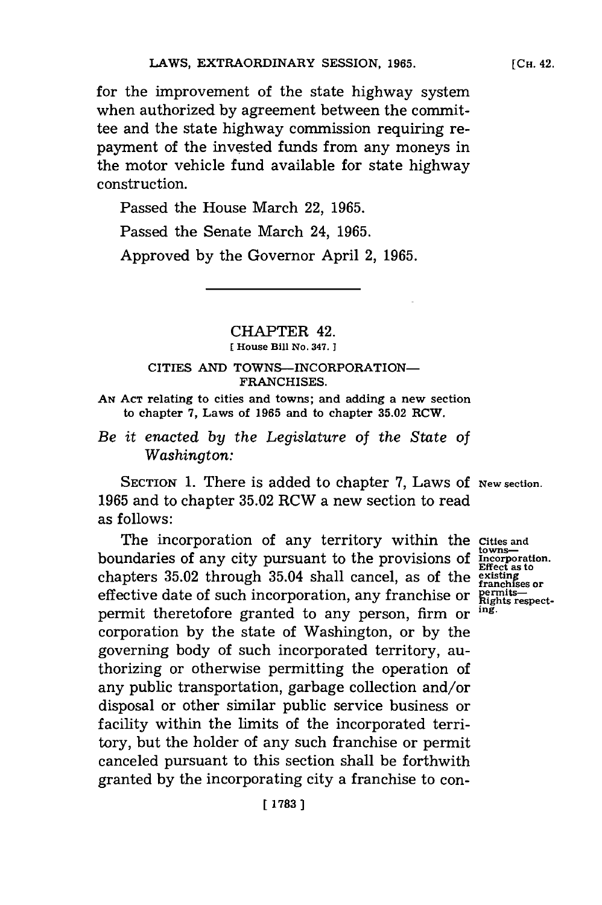for the improvement of the state highway system when authorized by agreement between the committee and the state highway commission requiring repayment of the invested funds from any moneys in the motor vehicle fund available for state highway construction.

Passed the House March 22, 1965.

Passed the Senate March 24, 1965.

Approved by the Governor April 2, 1965.

---

## CHAPTER 42.

[ House Bill No. 347. ]

### CITIES AND TOWNS—INCORPORATION—FRANCHISES.

AN ACT relating to cities and towns; and adding a new section to chapter 7, Laws of 1965 and to chapter 35.02 RCW.

*Be it enacted by the Legislature of the State of Washington:*

SECTION 1. There is added to chapter 7, Laws of 1965 and to chapter 35.02 RCW a new section to read as follows:

New section.

The incorporation of any territory within the boundaries of any city pursuant to the provisions of chapters 35.02 through 35.04 shall cancel, as of the effective date of such incorporation, any franchise or permit theretofore granted to any person, firm or corporation by the state of Washington, or by the governing body of such incorporated territory, authorizing or otherwise permitting the operation of any public transportation, garbage collection and/or disposal or other similar public service business or facility within the limits of the incorporated territory, but the holder of any such franchise or permit canceled pursuant to this section shall be forthwith granted by the incorporating city a franchise to con-

Cities and towns—Incorporation. Effect as to existing franchises or permits—Rights respecting.